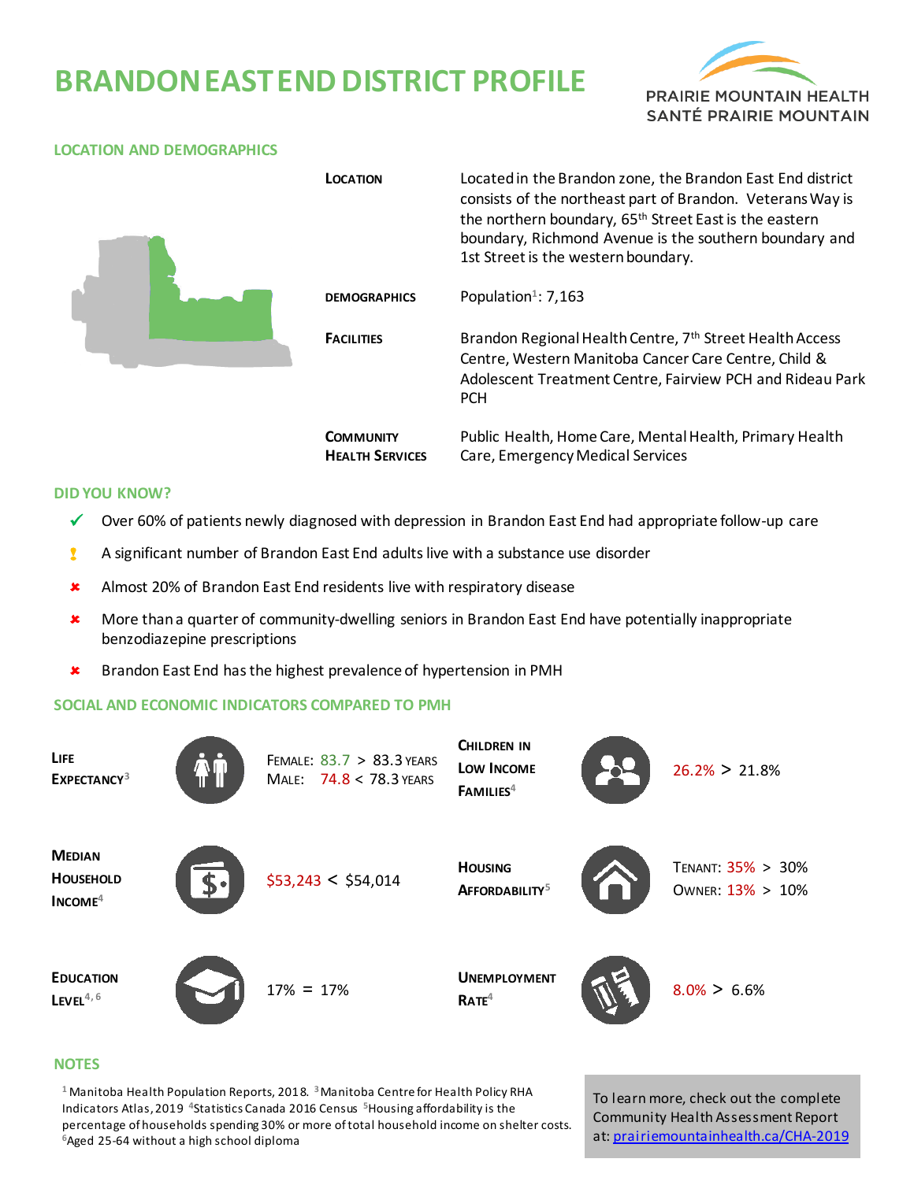# BRANDON EAST END DISTRICT PROFILE

PRAIRIE MOUNTAIN HEALTH
SANTÉ PRAIRIE MOUNTAIN

## LOCATION AND DEMOGRAPHICS

| | |
|---|---|
| **LOCATION** | Located in the Brandon zone, the Brandon East End district consists of the northeast part of Brandon. Veterans Way is the northern boundary, 65th Street East is the eastern boundary, Richmond Avenue is the southern boundary and 1st Street is the western boundary. |
| **DEMOGRAPHICS** | Population[1]: 7,163 |
| **FACILITIES** | Brandon Regional Health Centre, 7th Street Health Access Centre, Western Manitoba Cancer Care Centre, Child & Adolescent Treatment Centre, Fairview PCH and Rideau Park PCH |
| **COMMUNITY HEALTH SERVICES** | Public Health, Home Care, Mental Health, Primary Health Care, Emergency Medical Services |

## DID YOU KNOW?

- ✔ Over 60% of patients newly diagnosed with depression in Brandon East End had appropriate follow-up care
- ! A significant number of Brandon East End adults live with a substance use disorder
- ✖ Almost 20% of Brandon East End residents live with respiratory disease
- ✖ More than a quarter of community-dwelling seniors in Brandon East End have potentially inappropriate benzodiazepine prescriptions
- ✖ Brandon East End has the highest prevalence of hypertension in PMH

## SOCIAL AND ECONOMIC INDICATORS COMPARED TO PMH

| Indicator | Value | Indicator | Value |
|---|---|---|---|
| **LIFE EXPECTANCY**[3] | FEMALE: 83.7 > 83.3 YEARS<br>MALE: 74.8 < 78.3 YEARS | **CHILDREN IN LOW INCOME FAMILIES**[4] | 26.2% > 21.8% |
| **MEDIAN HOUSEHOLD INCOME**[4] | $53,243 < $54,014 | **HOUSING AFFORDABILITY**[5] | TENANT: 35% > 30%<br>OWNER: 13% > 10% |
| **EDUCATION LEVEL**[4, 6] | 17% = 17% | **UNEMPLOYMENT RATE**[4] | 8.0% > 6.6% |

## NOTES

[1] Manitoba Health Population Reports, 2018. [3] Manitoba Centre for Health Policy RHA Indicators Atlas, 2019 [4] Statistics Canada 2016 Census [5] Housing affordability is the percentage of households spending 30% or more of total household income on shelter costs. [6] Aged 25-64 without a high school diploma

To learn more, check out the complete Community Health Assessment Report at: prairiemountainhealth.ca/CHA-2019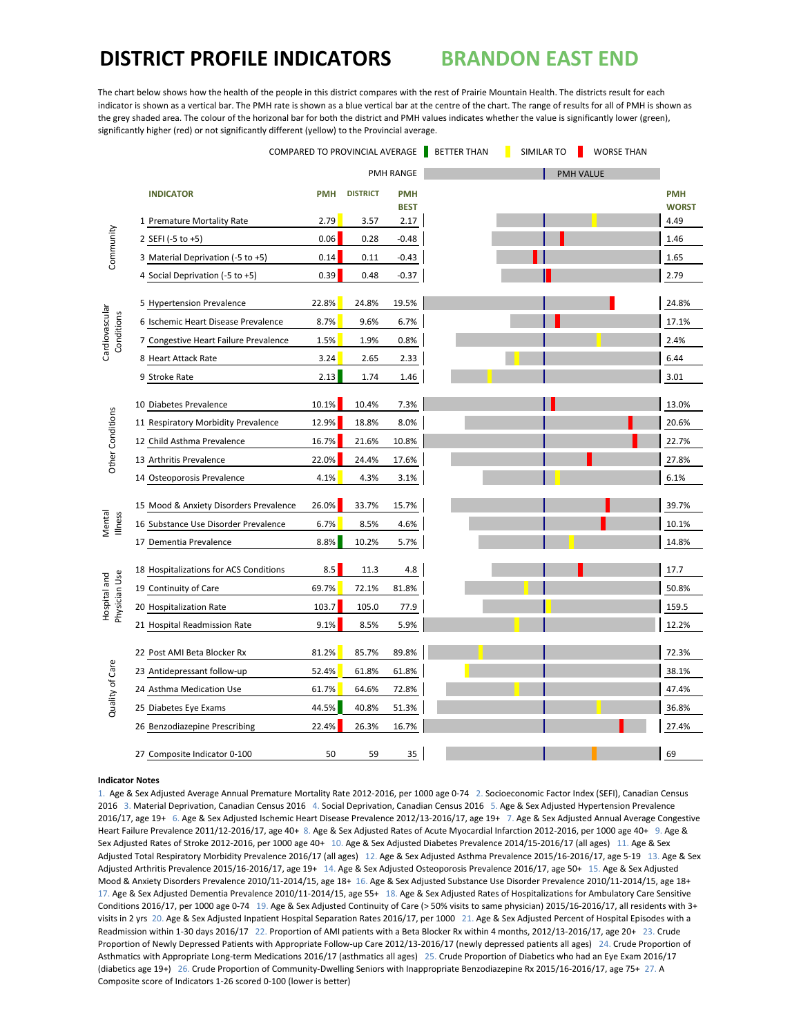# DISTRICT PROFILE INDICATORS BRANDON EAST END

The chart below shows how the health of the people in this district compares with the rest of Prairie Mountain Health. The districts result for each indicator is shown as a vertical bar. The PMH rate is shown as a blue vertical bar at the centre of the chart. The range of results for all of PMH is shown as the grey shaded area. The colour of the horizonal bar for both the district and PMH values indicates whether the value is significantly lower (green), significantly higher (red) or not significantly different (yellow) to the Provincial average.

COMPARED TO PROVINCIAL AVERAGE BETTER THAN SIMILAR TO WORSE THAN

PMH RANGE PMH VALUE

| | INDICATOR | PMH | DISTRICT | PMH BEST | PMH WORST |
|---|---|---|---|---|---|
| Community | 1 Premature Mortality Rate | 2.79 | 3.57 | 2.17 | 4.49 |
| | 2 SEFI (-5 to +5) | 0.06 | 0.28 | -0.48 | 1.46 |
| | 3 Material Deprivation (-5 to +5) | 0.14 | 0.11 | -0.43 | 1.65 |
| | 4 Social Deprivation (-5 to +5) | 0.39 | 0.48 | -0.37 | 2.79 |
| Cardiovascular Conditions | 5 Hypertension Prevalence | 22.8% | 24.8% | 19.5% | 24.8% |
| | 6 Ischemic Heart Disease Prevalence | 8.7% | 9.6% | 6.7% | 17.1% |
| | 7 Congestive Heart Failure Prevalence | 1.5% | 1.9% | 0.8% | 2.4% |
| | 8 Heart Attack Rate | 3.24 | 2.65 | 2.33 | 6.44 |
| | 9 Stroke Rate | 2.13 | 1.74 | 1.46 | 3.01 |
| Other Conditions | 10 Diabetes Prevalence | 10.1% | 10.4% | 7.3% | 13.0% |
| | 11 Respiratory Morbidity Prevalence | 12.9% | 18.8% | 8.0% | 20.6% |
| | 12 Child Asthma Prevalence | 16.7% | 21.6% | 10.8% | 22.7% |
| | 13 Arthritis Prevalence | 22.0% | 24.4% | 17.6% | 27.8% |
| | 14 Osteoporosis Prevalence | 4.1% | 4.3% | 3.1% | 6.1% |
| Mental Illness | 15 Mood & Anxiety Disorders Prevalence | 26.0% | 33.7% | 15.7% | 39.7% |
| | 16 Substance Use Disorder Prevalence | 6.7% | 8.5% | 4.6% | 10.1% |
| | 17 Dementia Prevalence | 8.8% | 10.2% | 5.7% | 14.8% |
| Hospital and Physician Use | 18 Hospitalizations for ACS Conditions | 8.5 | 11.3 | 4.8 | 17.7 |
| | 19 Continuity of Care | 69.7% | 72.1% | 81.8% | 50.8% |
| | 20 Hospitalization Rate | 103.7 | 105.0 | 77.9 | 159.5 |
| | 21 Hospital Readmission Rate | 9.1% | 8.5% | 5.9% | 12.2% |
| Quality of Care | 22 Post AMI Beta Blocker Rx | 81.2% | 85.7% | 89.8% | 72.3% |
| | 23 Antidepressant follow-up | 52.4% | 61.8% | 61.8% | 38.1% |
| | 24 Asthma Medication Use | 61.7% | 64.6% | 72.8% | 47.4% |
| | 25 Diabetes Eye Exams | 44.5% | 40.8% | 51.3% | 36.8% |
| | 26 Benzodiazepine Prescribing | 22.4% | 26.3% | 16.7% | 27.4% |
| | 27 Composite Indicator 0-100 | 50 | 59 | 35 | 69 |

**Indicator Notes**

1. Age & Sex Adjusted Average Annual Premature Mortality Rate 2012-2016, per 1000 age 0-74 2. Socioeconomic Factor Index (SEFI), Canadian Census 2016 3. Material Deprivation, Canadian Census 2016 4. Social Deprivation, Canadian Census 2016 5. Age & Sex Adjusted Hypertension Prevalence 2016/17, age 19+ 6. Age & Sex Adjusted Ischemic Heart Disease Prevalence 2012/13-2016/17, age 19+ 7. Age & Sex Adjusted Annual Average Congestive Heart Failure Prevalence 2011/12-2016/17, age 40+ 8. Age & Sex Adjusted Rates of Acute Myocardial Infarction 2012-2016, per 1000 age 40+ 9. Age & Sex Adjusted Rates of Stroke 2012-2016, per 1000 age 40+ 10. Age & Sex Adjusted Diabetes Prevalence 2014/15-2016/17 (all ages) 11. Age & Sex Adjusted Total Respiratory Morbidity Prevalence 2016/17 (all ages) 12. Age & Sex Adjusted Asthma Prevalence 2015/16-2016/17, age 5-19 13. Age & Sex Adjusted Arthritis Prevalence 2015/16-2016/17, age 19+ 14. Age & Sex Adjusted Osteoporosis Prevalence 2016/17, age 50+ 15. Age & Sex Adjusted Mood & Anxiety Disorders Prevalence 2010/11-2014/15, age 18+ 16. Age & Sex Adjusted Substance Use Disorder Prevalence 2010/11-2014/15, age 18+ 17. Age & Sex Adjusted Dementia Prevalence 2010/11-2014/15, age 55+ 18. Age & Sex Adjusted Rates of Hospitalizations for Ambulatory Care Sensitive Conditions 2016/17, per 1000 age 0-74 19. Age & Sex Adjusted Continuity of Care (> 50% visits to same physician) 2015/16-2016/17, all residents with 3+ visits in 2 yrs 20. Age & Sex Adjusted Inpatient Hospital Separation Rates 2016/17, per 1000 21. Age & Sex Adjusted Percent of Hospital Episodes with a Readmission within 1-30 days 2016/17 22. Proportion of AMI patients with a Beta Blocker Rx within 4 months, 2012/13-2016/17, age 20+ 23. Crude Proportion of Newly Depressed Patients with Appropriate Follow-up Care 2012/13-2016/17 (newly depressed patients all ages) 24. Crude Proportion of Asthmatics with Appropriate Long-term Medications 2016/17 (asthmatics all ages) 25. Crude Proportion of Diabetics who had an Eye Exam 2016/17 (diabetics age 19+) 26. Crude Proportion of Community-Dwelling Seniors with Inappropriate Benzodiazepine Rx 2015/16-2016/17, age 75+ 27. A Composite score of Indicators 1-26 scored 0-100 (lower is better)